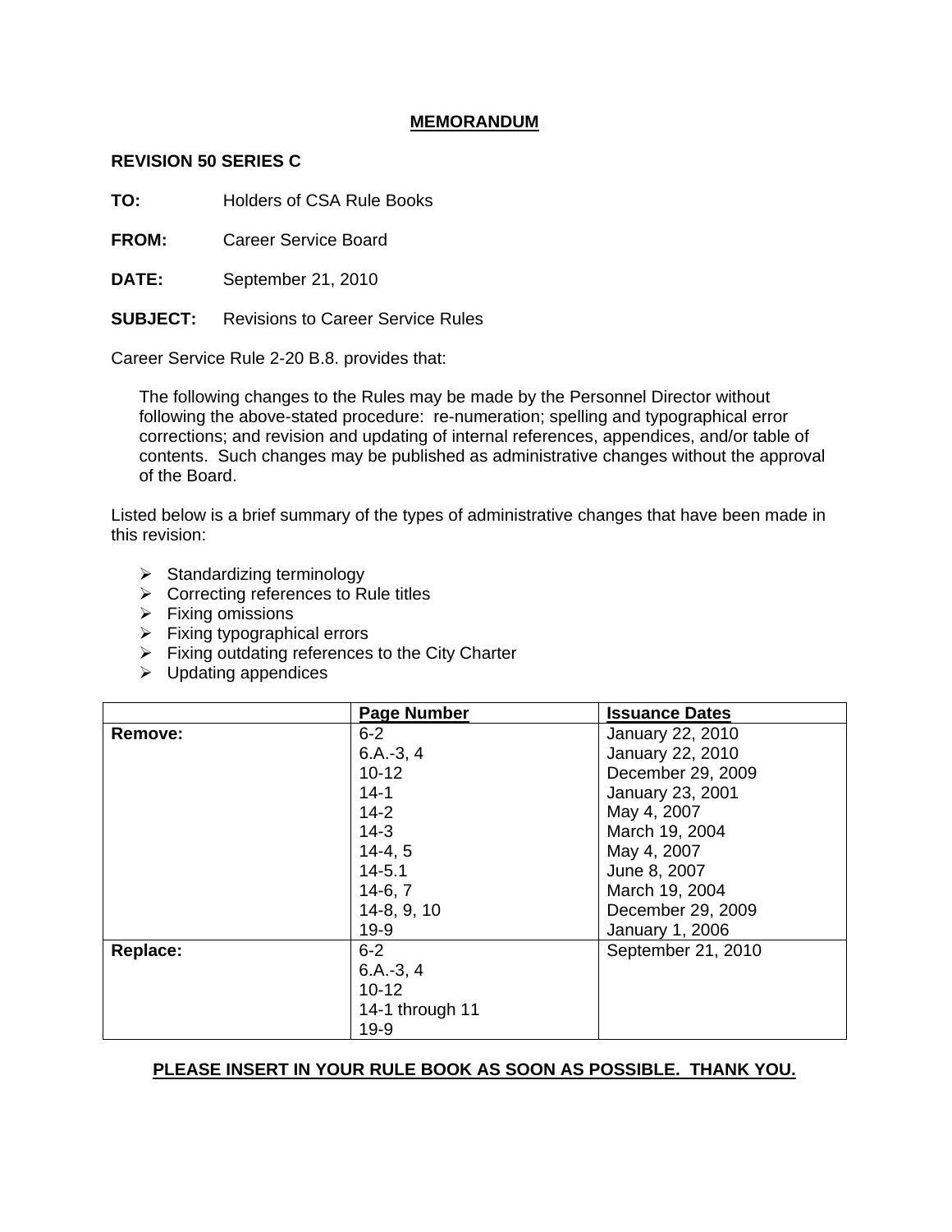# MEMORANDUM

**REVISION 50 SERIES C**

**TO:** Holders of CSA Rule Books

**FROM:** Career Service Board

**DATE:** September 21, 2010

**SUBJECT:** Revisions to Career Service Rules

Career Service Rule 2-20 B.8. provides that:

> The following changes to the Rules may be made by the Personnel Director without following the above-stated procedure: re-numeration; spelling and typographical error corrections; and revision and updating of internal references, appendices, and/or table of contents. Such changes may be published as administrative changes without the approval of the Board.

Listed below is a brief summary of the types of administrative changes that have been made in this revision:

- Standardizing terminology
- Correcting references to Rule titles
- Fixing omissions
- Fixing typographical errors
- Fixing outdating references to the City Charter
- Updating appendices

| | Page Number | Issuance Dates |
|---|---|---|
| **Remove:** | 6-2<br>6.A.-3, 4<br>10-12<br>14-1<br>14-2<br>14-3<br>14-4, 5<br>14-5.1<br>14-6, 7<br>14-8, 9, 10<br>19-9 | January 22, 2010<br>January 22, 2010<br>December 29, 2009<br>January 23, 2001<br>May 4, 2007<br>March 19, 2004<br>May 4, 2007<br>June 8, 2007<br>March 19, 2004<br>December 29, 2009<br>January 1, 2006 |
| **Replace:** | 6-2<br>6.A.-3, 4<br>10-12<br>14-1 through 11<br>19-9 | September 21, 2010 |

**PLEASE INSERT IN YOUR RULE BOOK AS SOON AS POSSIBLE. THANK YOU.**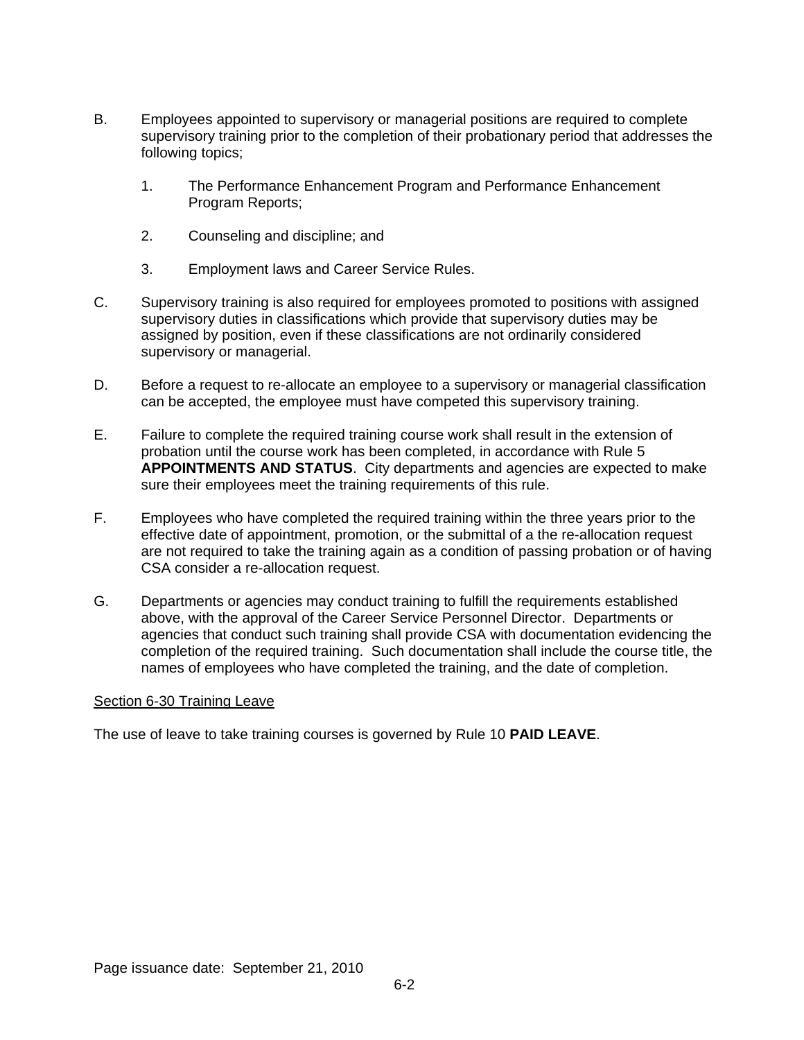B. Employees appointed to supervisory or managerial positions are required to complete supervisory training prior to the completion of their probationary period that addresses the following topics;

   1. The Performance Enhancement Program and Performance Enhancement Program Reports;

   2. Counseling and discipline; and

   3. Employment laws and Career Service Rules.

C. Supervisory training is also required for employees promoted to positions with assigned supervisory duties in classifications which provide that supervisory duties may be assigned by position, even if these classifications are not ordinarily considered supervisory or managerial.

D. Before a request to re-allocate an employee to a supervisory or managerial classification can be accepted, the employee must have competed this supervisory training.

E. Failure to complete the required training course work shall result in the extension of probation until the course work has been completed, in accordance with Rule 5 **APPOINTMENTS AND STATUS**. City departments and agencies are expected to make sure their employees meet the training requirements of this rule.

F. Employees who have completed the required training within the three years prior to the effective date of appointment, promotion, or the submittal of a the re-allocation request are not required to take the training again as a condition of passing probation or of having CSA consider a re-allocation request.

G. Departments or agencies may conduct training to fulfill the requirements established above, with the approval of the Career Service Personnel Director. Departments or agencies that conduct such training shall provide CSA with documentation evidencing the completion of the required training. Such documentation shall include the course title, the names of employees who have completed the training, and the date of completion.

<u>Section 6-30 Training Leave</u>

The use of leave to take training courses is governed by Rule 10 **PAID LEAVE**.

Page issuance date: September 21, 2010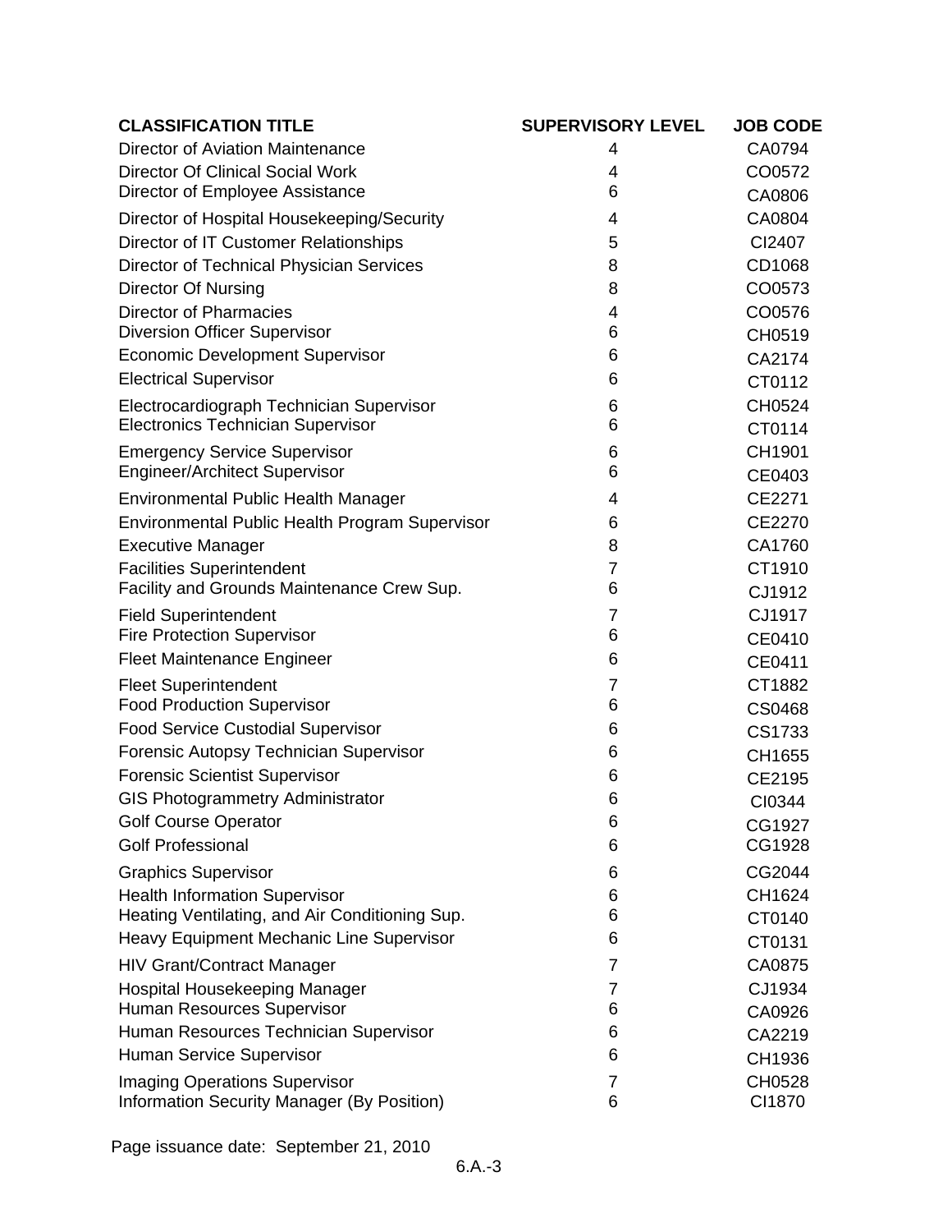| CLASSIFICATION TITLE | SUPERVISORY LEVEL | JOB CODE |
|---|---|---|
| Director of Aviation Maintenance | 4 | CA0794 |
| Director Of Clinical Social Work | 4 | CO0572 |
| Director of Employee Assistance | 6 | CA0806 |
| Director of Hospital Housekeeping/Security | 4 | CA0804 |
| Director of IT Customer Relationships | 5 | CI2407 |
| Director of Technical Physician Services | 8 | CD1068 |
| Director Of Nursing | 8 | CO0573 |
| Director of Pharmacies | 4 | CO0576 |
| Diversion Officer Supervisor | 6 | CH0519 |
| Economic Development Supervisor | 6 | CA2174 |
| Electrical Supervisor | 6 | CT0112 |
| Electrocardiograph Technician Supervisor | 6 | CH0524 |
| Electronics Technician Supervisor | 6 | CT0114 |
| Emergency Service Supervisor | 6 | CH1901 |
| Engineer/Architect Supervisor | 6 | CE0403 |
| Environmental Public Health Manager | 4 | CE2271 |
| Environmental Public Health Program Supervisor | 6 | CE2270 |
| Executive Manager | 8 | CA1760 |
| Facilities Superintendent | 7 | CT1910 |
| Facility and Grounds Maintenance Crew Sup. | 6 | CJ1912 |
| Field Superintendent | 7 | CJ1917 |
| Fire Protection Supervisor | 6 | CE0410 |
| Fleet Maintenance Engineer | 6 | CE0411 |
| Fleet Superintendent | 7 | CT1882 |
| Food Production Supervisor | 6 | CS0468 |
| Food Service Custodial Supervisor | 6 | CS1733 |
| Forensic Autopsy Technician Supervisor | 6 | CH1655 |
| Forensic Scientist Supervisor | 6 | CE2195 |
| GIS Photogrammetry Administrator | 6 | CI0344 |
| Golf Course Operator | 6 | CG1927 |
| Golf Professional | 6 | CG1928 |
| Graphics Supervisor | 6 | CG2044 |
| Health Information Supervisor | 6 | CH1624 |
| Heating Ventilating, and Air Conditioning Sup. | 6 | CT0140 |
| Heavy Equipment Mechanic Line Supervisor | 6 | CT0131 |
| HIV Grant/Contract Manager | 7 | CA0875 |
| Hospital Housekeeping Manager | 7 | CJ1934 |
| Human Resources Supervisor | 6 | CA0926 |
| Human Resources Technician Supervisor | 6 | CA2219 |
| Human Service Supervisor | 6 | CH1936 |
| Imaging Operations Supervisor | 7 | CH0528 |
| Information Security Manager (By Position) | 6 | CI1870 |

Page issuance date: September 21, 2010

6.A.-3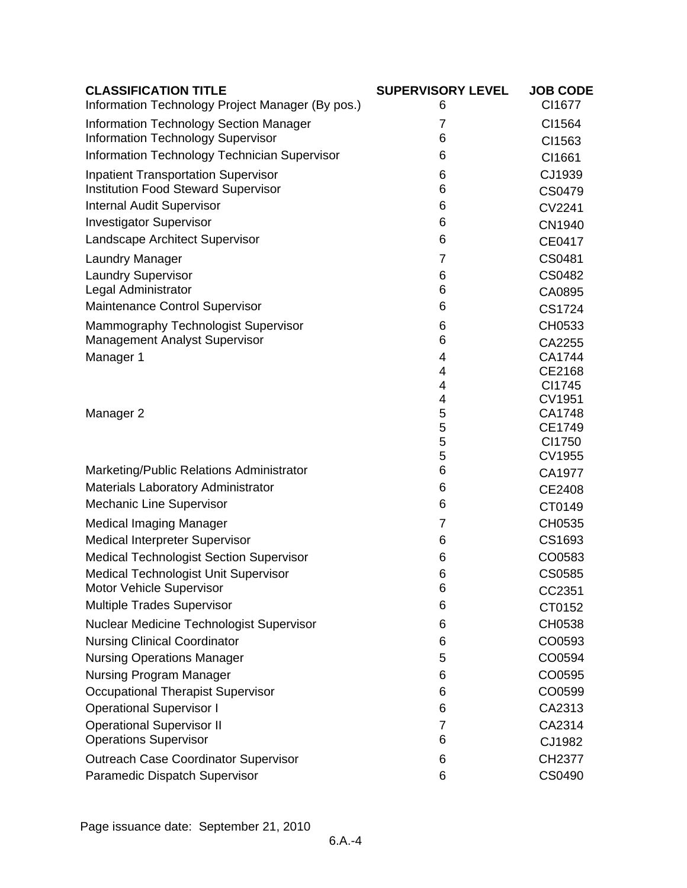| CLASSIFICATION TITLE | SUPERVISORY LEVEL | JOB CODE |
|---|---|---|
| Information Technology Project Manager (By pos.) | 6 | CI1677 |
| Information Technology Section Manager | 7 | CI1564 |
| Information Technology Supervisor | 6 | CI1563 |
| Information Technology Technician Supervisor | 6 | CI1661 |
| Inpatient Transportation Supervisor | 6 | CJ1939 |
| Institution Food Steward Supervisor | 6 | CS0479 |
| Internal Audit Supervisor | 6 | CV2241 |
| Investigator Supervisor | 6 | CN1940 |
| Landscape Architect Supervisor | 6 | CE0417 |
| Laundry Manager | 7 | CS0481 |
| Laundry Supervisor | 6 | CS0482 |
| Legal Administrator | 6 | CA0895 |
| Maintenance Control Supervisor | 6 | CS1724 |
| Mammography Technologist Supervisor | 6 | CH0533 |
| Management Analyst Supervisor | 6 | CA2255 |
| Manager 1 | 4 | CA1744 |
| | 4 | CE2168 |
| | 4 | CI1745 |
| | 4 | CV1951 |
| Manager 2 | 5 | CA1748 |
| | 5 | CE1749 |
| | 5 | CI1750 |
| | 5 | CV1955 |
| Marketing/Public Relations Administrator | 6 | CA1977 |
| Materials Laboratory Administrator | 6 | CE2408 |
| Mechanic Line Supervisor | 6 | CT0149 |
| Medical Imaging Manager | 7 | CH0535 |
| Medical Interpreter Supervisor | 6 | CS1693 |
| Medical Technologist Section Supervisor | 6 | CO0583 |
| Medical Technologist Unit Supervisor | 6 | CS0585 |
| Motor Vehicle Supervisor | 6 | CC2351 |
| Multiple Trades Supervisor | 6 | CT0152 |
| Nuclear Medicine Technologist Supervisor | 6 | CH0538 |
| Nursing Clinical Coordinator | 6 | CO0593 |
| Nursing Operations Manager | 5 | CO0594 |
| Nursing Program Manager | 6 | CO0595 |
| Occupational Therapist Supervisor | 6 | CO0599 |
| Operational Supervisor I | 6 | CA2313 |
| Operational Supervisor II | 7 | CA2314 |
| Operations Supervisor | 6 | CJ1982 |
| Outreach Case Coordinator Supervisor | 6 | CH2377 |
| Paramedic Dispatch Supervisor | 6 | CS0490 |

Page issuance date: September 21, 2010

6.A.-4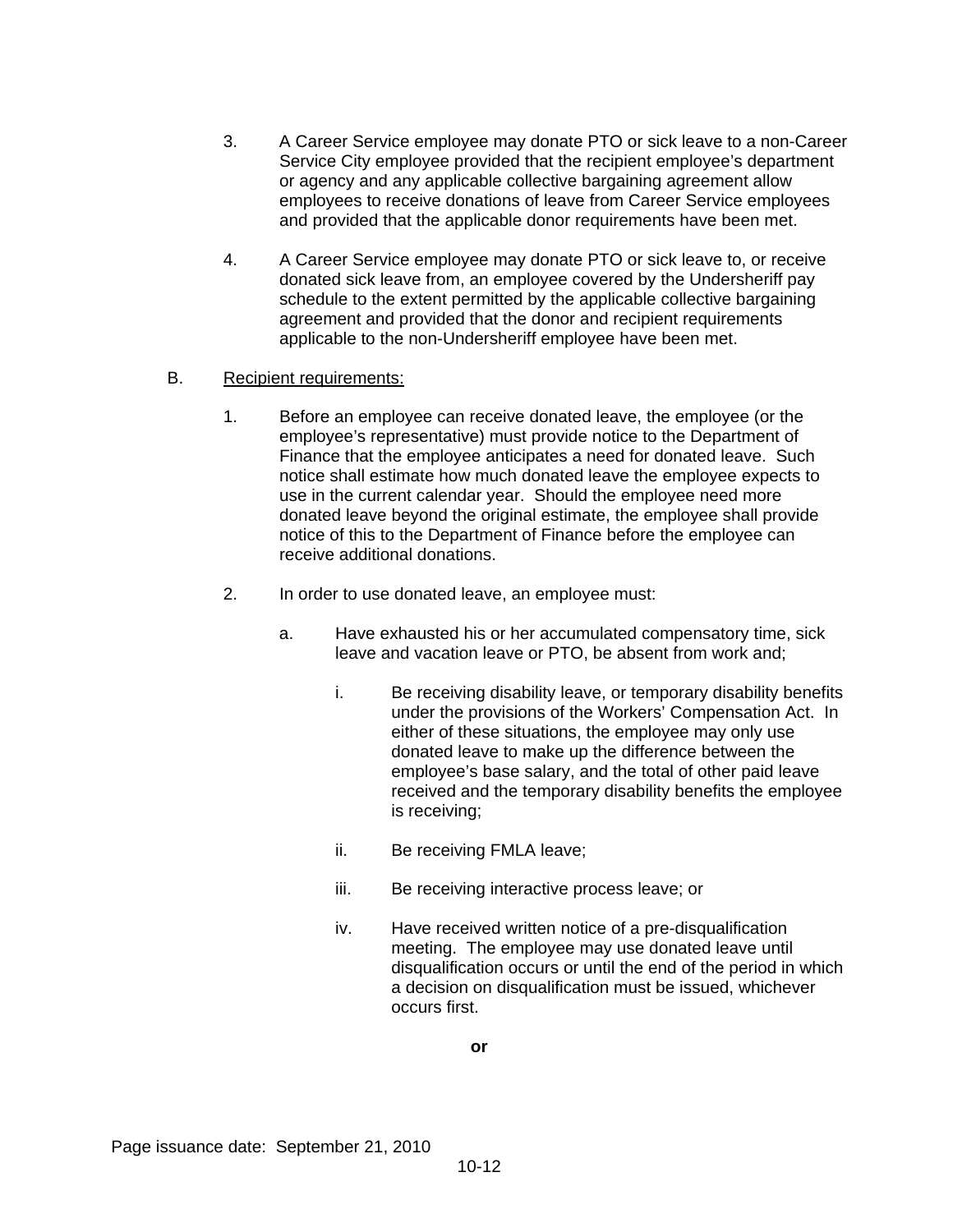3. A Career Service employee may donate PTO or sick leave to a non-Career Service City employee provided that the recipient employee's department or agency and any applicable collective bargaining agreement allow employees to receive donations of leave from Career Service employees and provided that the applicable donor requirements have been met.

4. A Career Service employee may donate PTO or sick leave to, or receive donated sick leave from, an employee covered by the Undersheriff pay schedule to the extent permitted by the applicable collective bargaining agreement and provided that the donor and recipient requirements applicable to the non-Undersheriff employee have been met.

B. <u>Recipient requirements:</u>

1. Before an employee can receive donated leave, the employee (or the employee's representative) must provide notice to the Department of Finance that the employee anticipates a need for donated leave. Such notice shall estimate how much donated leave the employee expects to use in the current calendar year. Should the employee need more donated leave beyond the original estimate, the employee shall provide notice of this to the Department of Finance before the employee can receive additional donations.

2. In order to use donated leave, an employee must:

   a. Have exhausted his or her accumulated compensatory time, sick leave and vacation leave or PTO, be absent from work and;

      i. Be receiving disability leave, or temporary disability benefits under the provisions of the Workers' Compensation Act. In either of these situations, the employee may only use donated leave to make up the difference between the employee's base salary, and the total of other paid leave received and the temporary disability benefits the employee is receiving;

      ii. Be receiving FMLA leave;

      iii. Be receiving interactive process leave; or

      iv. Have received written notice of a pre-disqualification meeting. The employee may use donated leave until disqualification occurs or until the end of the period in which a decision on disqualification must be issued, whichever occurs first.

**or**

Page issuance date: September 21, 2010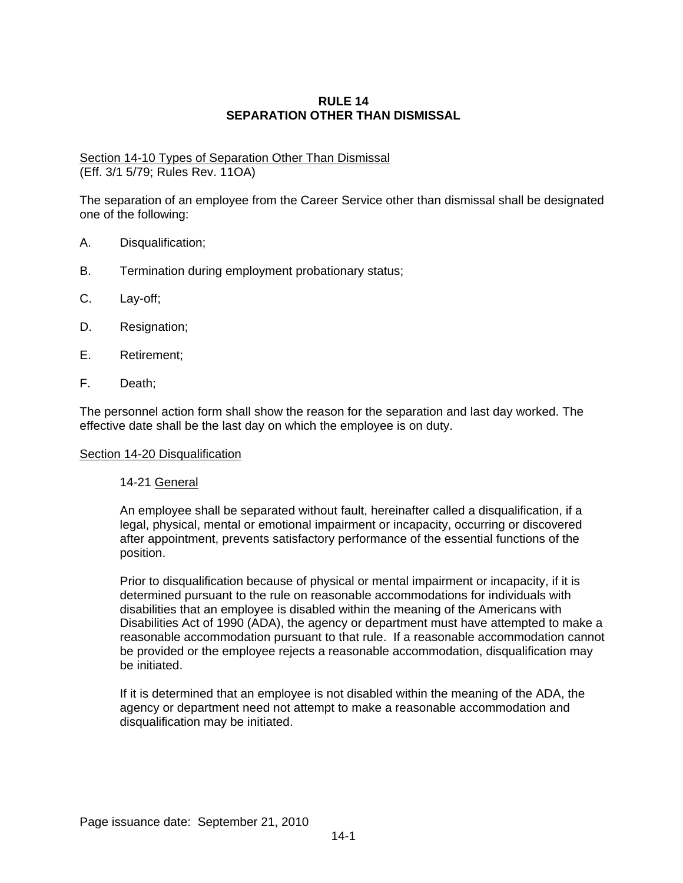# RULE 14
# SEPARATION OTHER THAN DISMISSAL

Section 14-10 Types of Separation Other Than Dismissal
(Eff. 3/1 5/79; Rules Rev. 11OA)

The separation of an employee from the Career Service other than dismissal shall be designated one of the following:

A. Disqualification;

B. Termination during employment probationary status;

C. Lay-off;

D. Resignation;

E. Retirement;

F. Death;

The personnel action form shall show the reason for the separation and last day worked. The effective date shall be the last day on which the employee is on duty.

Section 14-20 Disqualification

14-21 General

An employee shall be separated without fault, hereinafter called a disqualification, if a legal, physical, mental or emotional impairment or incapacity, occurring or discovered after appointment, prevents satisfactory performance of the essential functions of the position.

Prior to disqualification because of physical or mental impairment or incapacity, if it is determined pursuant to the rule on reasonable accommodations for individuals with disabilities that an employee is disabled within the meaning of the Americans with Disabilities Act of 1990 (ADA), the agency or department must have attempted to make a reasonable accommodation pursuant to that rule. If a reasonable accommodation cannot be provided or the employee rejects a reasonable accommodation, disqualification may be initiated.

If it is determined that an employee is not disabled within the meaning of the ADA, the agency or department need not attempt to make a reasonable accommodation and disqualification may be initiated.

Page issuance date: September 21, 2010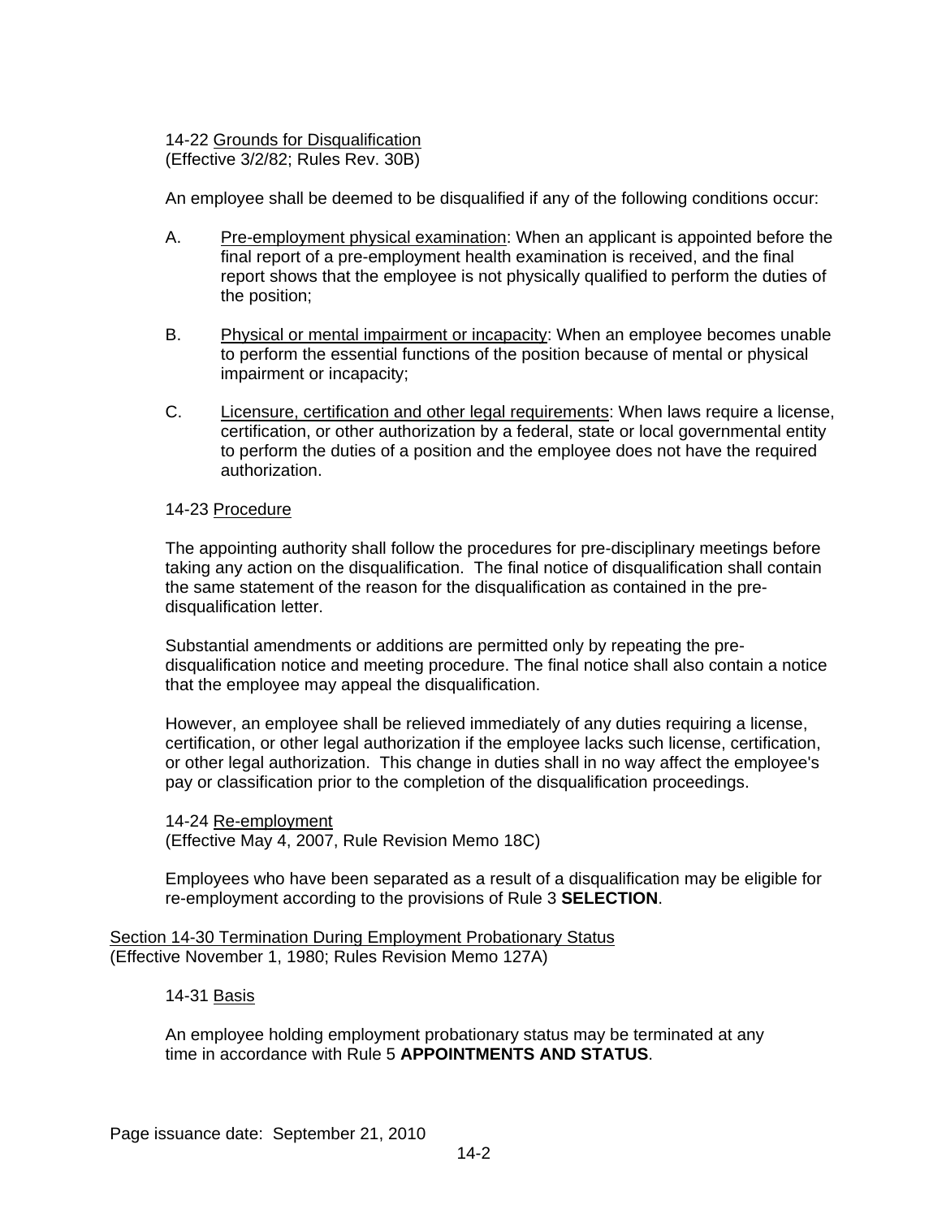14-22 Grounds for Disqualification
(Effective 3/2/82; Rules Rev. 30B)

An employee shall be deemed to be disqualified if any of the following conditions occur:

A. Pre-employment physical examination: When an applicant is appointed before the final report of a pre-employment health examination is received, and the final report shows that the employee is not physically qualified to perform the duties of the position;

B. Physical or mental impairment or incapacity: When an employee becomes unable to perform the essential functions of the position because of mental or physical impairment or incapacity;

C. Licensure, certification and other legal requirements: When laws require a license, certification, or other authorization by a federal, state or local governmental entity to perform the duties of a position and the employee does not have the required authorization.

14-23 Procedure

The appointing authority shall follow the procedures for pre-disciplinary meetings before taking any action on the disqualification. The final notice of disqualification shall contain the same statement of the reason for the disqualification as contained in the pre-disqualification letter.

Substantial amendments or additions are permitted only by repeating the pre-disqualification notice and meeting procedure. The final notice shall also contain a notice that the employee may appeal the disqualification.

However, an employee shall be relieved immediately of any duties requiring a license, certification, or other legal authorization if the employee lacks such license, certification, or other legal authorization. This change in duties shall in no way affect the employee's pay or classification prior to the completion of the disqualification proceedings.

14-24 Re-employment
(Effective May 4, 2007, Rule Revision Memo 18C)

Employees who have been separated as a result of a disqualification may be eligible for re-employment according to the provisions of Rule 3 **SELECTION**.

## Section 14-30 Termination During Employment Probationary Status
(Effective November 1, 1980; Rules Revision Memo 127A)

14-31 Basis

An employee holding employment probationary status may be terminated at any time in accordance with Rule 5 **APPOINTMENTS AND STATUS**.

Page issuance date: September 21, 2010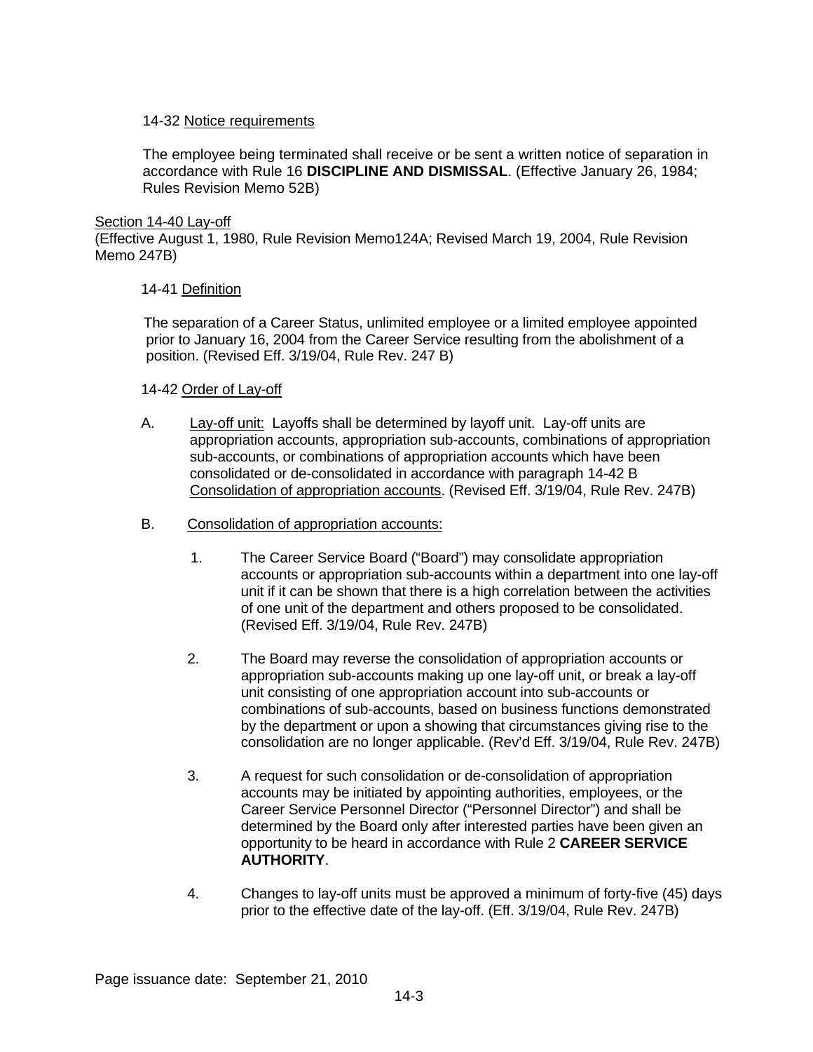14-32 Notice requirements

The employee being terminated shall receive or be sent a written notice of separation in accordance with Rule 16 **DISCIPLINE AND DISMISSAL**. (Effective January 26, 1984; Rules Revision Memo 52B)

## Section 14-40 Lay-off

(Effective August 1, 1980, Rule Revision Memo124A; Revised March 19, 2004, Rule Revision Memo 247B)

14-41 Definition

The separation of a Career Status, unlimited employee or a limited employee appointed prior to January 16, 2004 from the Career Service resulting from the abolishment of a position. (Revised Eff. 3/19/04, Rule Rev. 247 B)

14-42 Order of Lay-off

A. Lay-off unit: Layoffs shall be determined by layoff unit. Lay-off units are appropriation accounts, appropriation sub-accounts, combinations of appropriation sub-accounts, or combinations of appropriation accounts which have been consolidated or de-consolidated in accordance with paragraph 14-42 B Consolidation of appropriation accounts. (Revised Eff. 3/19/04, Rule Rev. 247B)

B. Consolidation of appropriation accounts:

1. The Career Service Board ("Board") may consolidate appropriation accounts or appropriation sub-accounts within a department into one lay-off unit if it can be shown that there is a high correlation between the activities of one unit of the department and others proposed to be consolidated. (Revised Eff. 3/19/04, Rule Rev. 247B)

2. The Board may reverse the consolidation of appropriation accounts or appropriation sub-accounts making up one lay-off unit, or break a lay-off unit consisting of one appropriation account into sub-accounts or combinations of sub-accounts, based on business functions demonstrated by the department or upon a showing that circumstances giving rise to the consolidation are no longer applicable. (Rev'd Eff. 3/19/04, Rule Rev. 247B)

3. A request for such consolidation or de-consolidation of appropriation accounts may be initiated by appointing authorities, employees, or the Career Service Personnel Director ("Personnel Director") and shall be determined by the Board only after interested parties have been given an opportunity to be heard in accordance with Rule 2 **CAREER SERVICE AUTHORITY**.

4. Changes to lay-off units must be approved a minimum of forty-five (45) days prior to the effective date of the lay-off. (Eff. 3/19/04, Rule Rev. 247B)

Page issuance date: September 21, 2010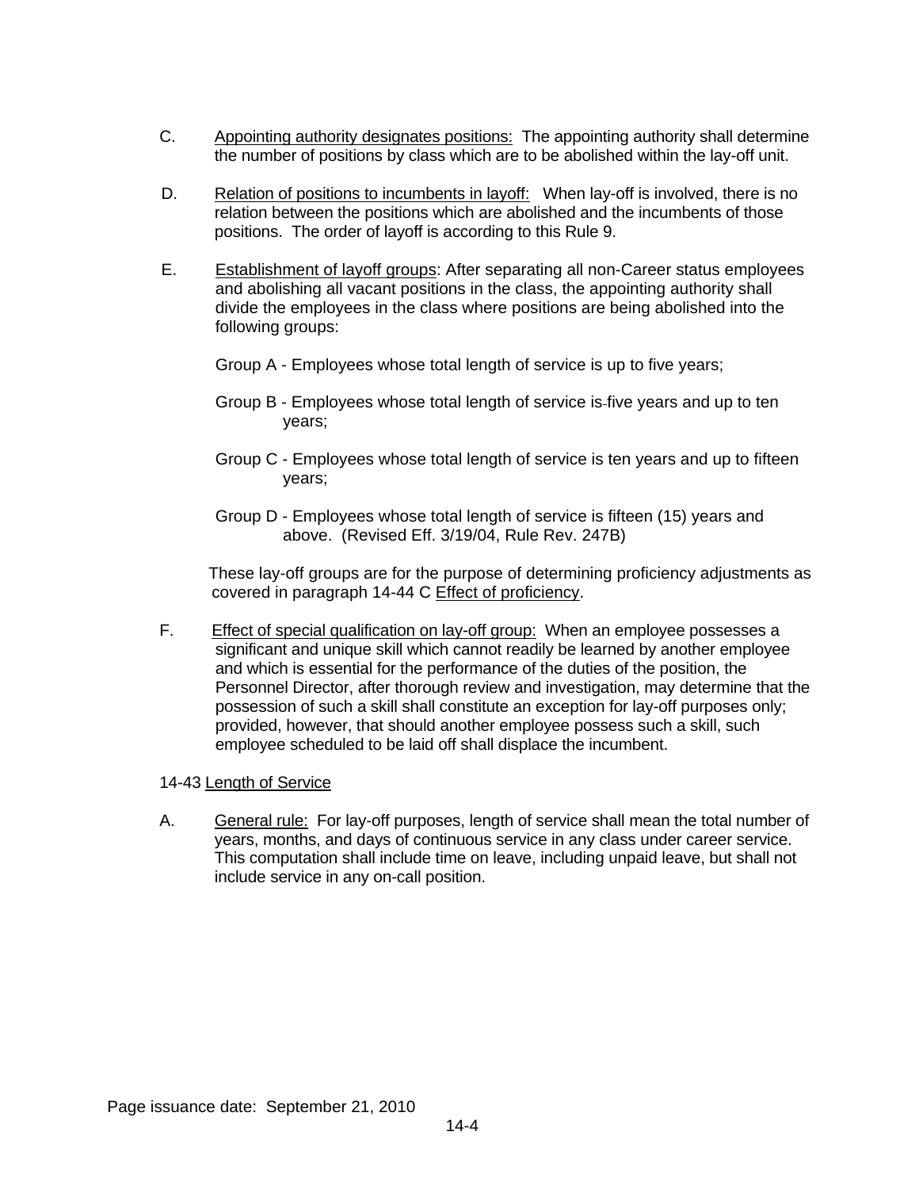C. Appointing authority designates positions: The appointing authority shall determine the number of positions by class which are to be abolished within the lay-off unit.

D. Relation of positions to incumbents in layoff: When lay-off is involved, there is no relation between the positions which are abolished and the incumbents of those positions. The order of layoff is according to this Rule 9.

E. Establishment of layoff groups: After separating all non-Career status employees and abolishing all vacant positions in the class, the appointing authority shall divide the employees in the class where positions are being abolished into the following groups:

Group A - Employees whose total length of service is up to five years;

Group B - Employees whose total length of service is five years and up to ten years;

Group C - Employees whose total length of service is ten years and up to fifteen years;

Group D - Employees whose total length of service is fifteen (15) years and above. (Revised Eff. 3/19/04, Rule Rev. 247B)

These lay-off groups are for the purpose of determining proficiency adjustments as covered in paragraph 14-44 C Effect of proficiency.

F. Effect of special qualification on lay-off group: When an employee possesses a significant and unique skill which cannot readily be learned by another employee and which is essential for the performance of the duties of the position, the Personnel Director, after thorough review and investigation, may determine that the possession of such a skill shall constitute an exception for lay-off purposes only; provided, however, that should another employee possess such a skill, such employee scheduled to be laid off shall displace the incumbent.

14-43 Length of Service

A. General rule: For lay-off purposes, length of service shall mean the total number of years, months, and days of continuous service in any class under career service. This computation shall include time on leave, including unpaid leave, but shall not include service in any on-call position.

Page issuance date: September 21, 2010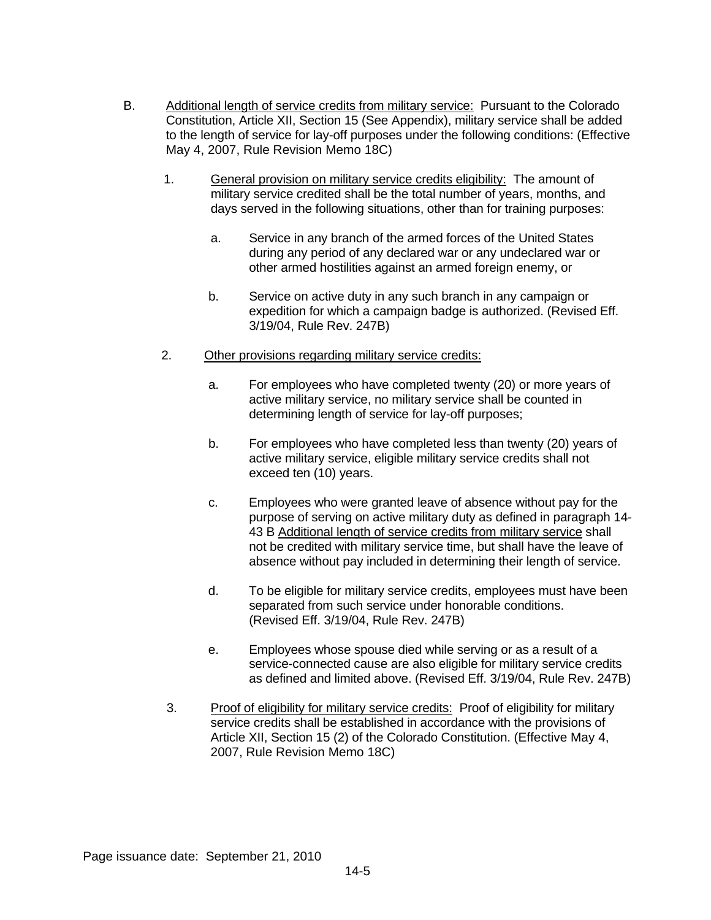B. Additional length of service credits from military service: Pursuant to the Colorado Constitution, Article XII, Section 15 (See Appendix), military service shall be added to the length of service for lay-off purposes under the following conditions: (Effective May 4, 2007, Rule Revision Memo 18C)

1. General provision on military service credits eligibility: The amount of military service credited shall be the total number of years, months, and days served in the following situations, other than for training purposes:

   a. Service in any branch of the armed forces of the United States during any period of any declared war or any undeclared war or other armed hostilities against an armed foreign enemy, or

   b. Service on active duty in any such branch in any campaign or expedition for which a campaign badge is authorized. (Revised Eff. 3/19/04, Rule Rev. 247B)

2. Other provisions regarding military service credits:

   a. For employees who have completed twenty (20) or more years of active military service, no military service shall be counted in determining length of service for lay-off purposes;

   b. For employees who have completed less than twenty (20) years of active military service, eligible military service credits shall not exceed ten (10) years.

   c. Employees who were granted leave of absence without pay for the purpose of serving on active military duty as defined in paragraph 14-43 B Additional length of service credits from military service shall not be credited with military service time, but shall have the leave of absence without pay included in determining their length of service.

   d. To be eligible for military service credits, employees must have been separated from such service under honorable conditions. (Revised Eff. 3/19/04, Rule Rev. 247B)

   e. Employees whose spouse died while serving or as a result of a service-connected cause are also eligible for military service credits as defined and limited above. (Revised Eff. 3/19/04, Rule Rev. 247B)

3. Proof of eligibility for military service credits: Proof of eligibility for military service credits shall be established in accordance with the provisions of Article XII, Section 15 (2) of the Colorado Constitution. (Effective May 4, 2007, Rule Revision Memo 18C)

Page issuance date: September 21, 2010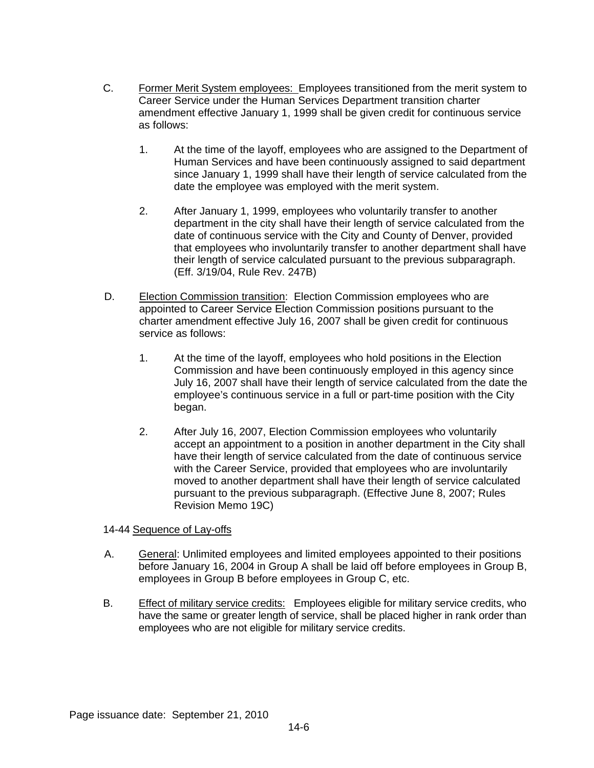C. Former Merit System employees: Employees transitioned from the merit system to Career Service under the Human Services Department transition charter amendment effective January 1, 1999 shall be given credit for continuous service as follows:

1. At the time of the layoff, employees who are assigned to the Department of Human Services and have been continuously assigned to said department since January 1, 1999 shall have their length of service calculated from the date the employee was employed with the merit system.

2. After January 1, 1999, employees who voluntarily transfer to another department in the city shall have their length of service calculated from the date of continuous service with the City and County of Denver, provided that employees who involuntarily transfer to another department shall have their length of service calculated pursuant to the previous subparagraph. (Eff. 3/19/04, Rule Rev. 247B)

D. Election Commission transition: Election Commission employees who are appointed to Career Service Election Commission positions pursuant to the charter amendment effective July 16, 2007 shall be given credit for continuous service as follows:

1. At the time of the layoff, employees who hold positions in the Election Commission and have been continuously employed in this agency since July 16, 2007 shall have their length of service calculated from the date the employee's continuous service in a full or part-time position with the City began.

2. After July 16, 2007, Election Commission employees who voluntarily accept an appointment to a position in another department in the City shall have their length of service calculated from the date of continuous service with the Career Service, provided that employees who are involuntarily moved to another department shall have their length of service calculated pursuant to the previous subparagraph. (Effective June 8, 2007; Rules Revision Memo 19C)

14-44 Sequence of Lay-offs

A. General: Unlimited employees and limited employees appointed to their positions before January 16, 2004 in Group A shall be laid off before employees in Group B, employees in Group B before employees in Group C, etc.

B. Effect of military service credits: Employees eligible for military service credits, who have the same or greater length of service, shall be placed higher in rank order than employees who are not eligible for military service credits.

Page issuance date: September 21, 2010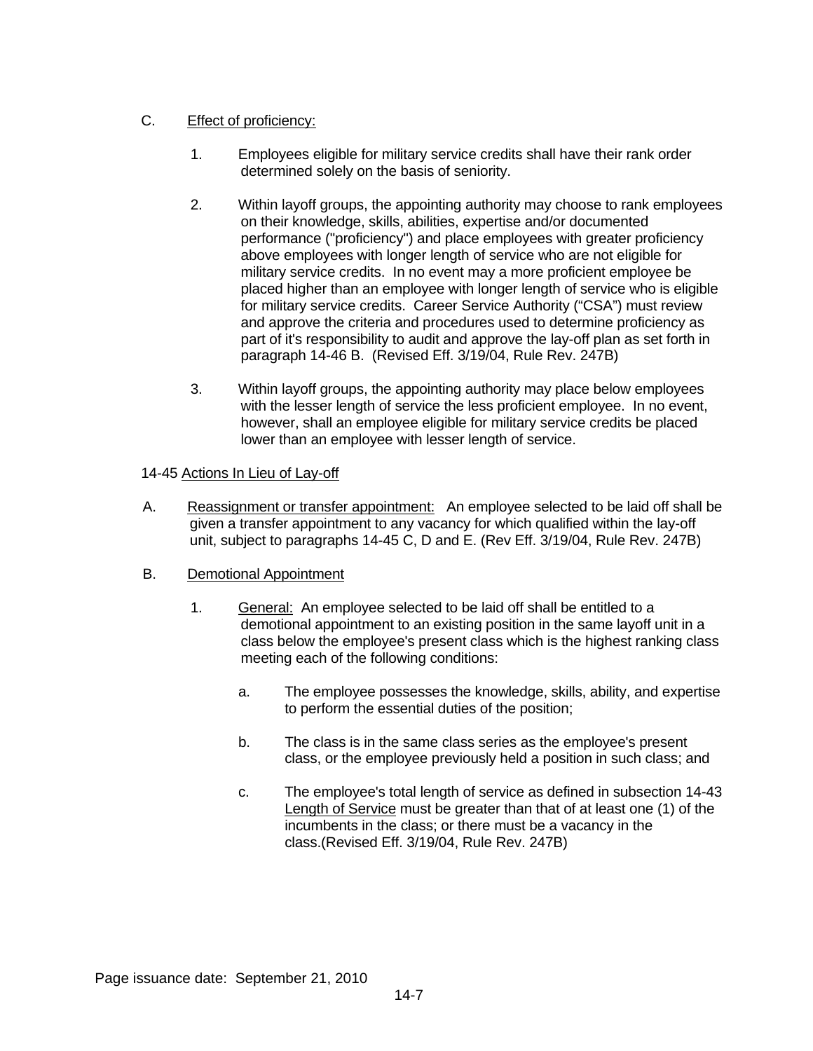C. Effect of proficiency:

1. Employees eligible for military service credits shall have their rank order determined solely on the basis of seniority.

2. Within layoff groups, the appointing authority may choose to rank employees on their knowledge, skills, abilities, expertise and/or documented performance ("proficiency") and place employees with greater proficiency above employees with longer length of service who are not eligible for military service credits. In no event may a more proficient employee be placed higher than an employee with longer length of service who is eligible for military service credits. Career Service Authority ("CSA") must review and approve the criteria and procedures used to determine proficiency as part of it's responsibility to audit and approve the lay-off plan as set forth in paragraph 14-46 B. (Revised Eff. 3/19/04, Rule Rev. 247B)

3. Within layoff groups, the appointing authority may place below employees with the lesser length of service the less proficient employee. In no event, however, shall an employee eligible for military service credits be placed lower than an employee with lesser length of service.

14-45 Actions In Lieu of Lay-off

A. Reassignment or transfer appointment: An employee selected to be laid off shall be given a transfer appointment to any vacancy for which qualified within the lay-off unit, subject to paragraphs 14-45 C, D and E. (Rev Eff. 3/19/04, Rule Rev. 247B)

B. Demotional Appointment

1. General: An employee selected to be laid off shall be entitled to a demotional appointment to an existing position in the same layoff unit in a class below the employee's present class which is the highest ranking class meeting each of the following conditions:

   a. The employee possesses the knowledge, skills, ability, and expertise to perform the essential duties of the position;

   b. The class is in the same class series as the employee's present class, or the employee previously held a position in such class; and

   c. The employee's total length of service as defined in subsection 14-43 Length of Service must be greater than that of at least one (1) of the incumbents in the class; or there must be a vacancy in the class.(Revised Eff. 3/19/04, Rule Rev. 247B)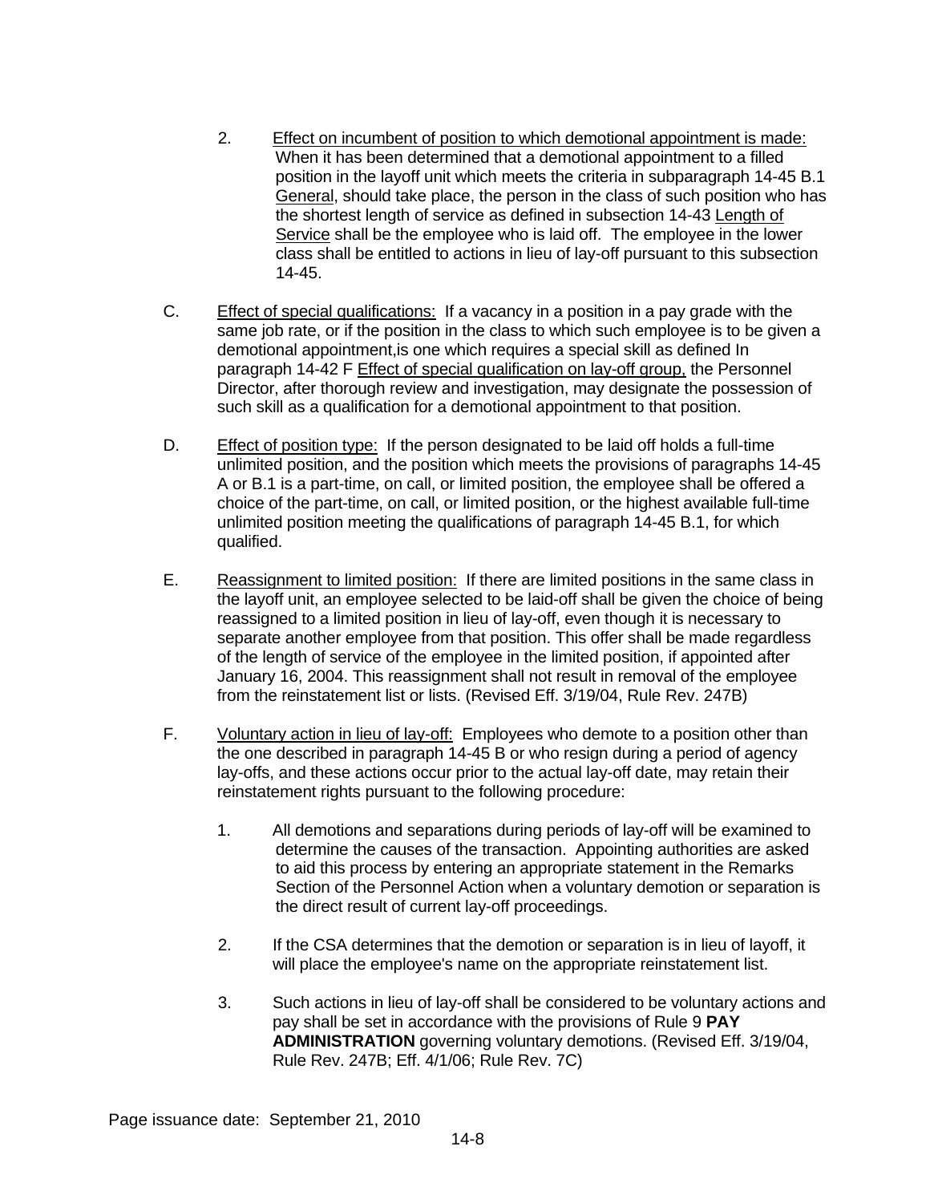2. <u>Effect on incumbent of position to which demotional appointment is made:</u> When it has been determined that a demotional appointment to a filled position in the layoff unit which meets the criteria in subparagraph 14-45 B.1 <u>General</u>, should take place, the person in the class of such position who has the shortest length of service as defined in subsection 14-43 <u>Length of Service</u> shall be the employee who is laid off. The employee in the lower class shall be entitled to actions in lieu of lay-off pursuant to this subsection 14-45.

C. <u>Effect of special qualifications:</u> If a vacancy in a position in a pay grade with the same job rate, or if the position in the class to which such employee is to be given a demotional appointment,is one which requires a special skill as defined In paragraph 14-42 F <u>Effect of special qualification on lay-off group,</u> the Personnel Director, after thorough review and investigation, may designate the possession of such skill as a qualification for a demotional appointment to that position.

D. <u>Effect of position type:</u> If the person designated to be laid off holds a full-time unlimited position, and the position which meets the provisions of paragraphs 14-45 A or B.1 is a part-time, on call, or limited position, the employee shall be offered a choice of the part-time, on call, or limited position, or the highest available full-time unlimited position meeting the qualifications of paragraph 14-45 B.1, for which qualified.

E. <u>Reassignment to limited position:</u> If there are limited positions in the same class in the layoff unit, an employee selected to be laid-off shall be given the choice of being reassigned to a limited position in lieu of lay-off, even though it is necessary to separate another employee from that position. This offer shall be made regardless of the length of service of the employee in the limited position, if appointed after January 16, 2004. This reassignment shall not result in removal of the employee from the reinstatement list or lists. (Revised Eff. 3/19/04, Rule Rev. 247B)

F. <u>Voluntary action in lieu of lay-off:</u> Employees who demote to a position other than the one described in paragraph 14-45 B or who resign during a period of agency lay-offs, and these actions occur prior to the actual lay-off date, may retain their reinstatement rights pursuant to the following procedure:

   1. All demotions and separations during periods of lay-off will be examined to determine the causes of the transaction. Appointing authorities are asked to aid this process by entering an appropriate statement in the Remarks Section of the Personnel Action when a voluntary demotion or separation is the direct result of current lay-off proceedings.

   2. If the CSA determines that the demotion or separation is in lieu of layoff, it will place the employee's name on the appropriate reinstatement list.

   3. Such actions in lieu of lay-off shall be considered to be voluntary actions and pay shall be set in accordance with the provisions of Rule 9 **PAY ADMINISTRATION** governing voluntary demotions. (Revised Eff. 3/19/04, Rule Rev. 247B; Eff. 4/1/06; Rule Rev. 7C)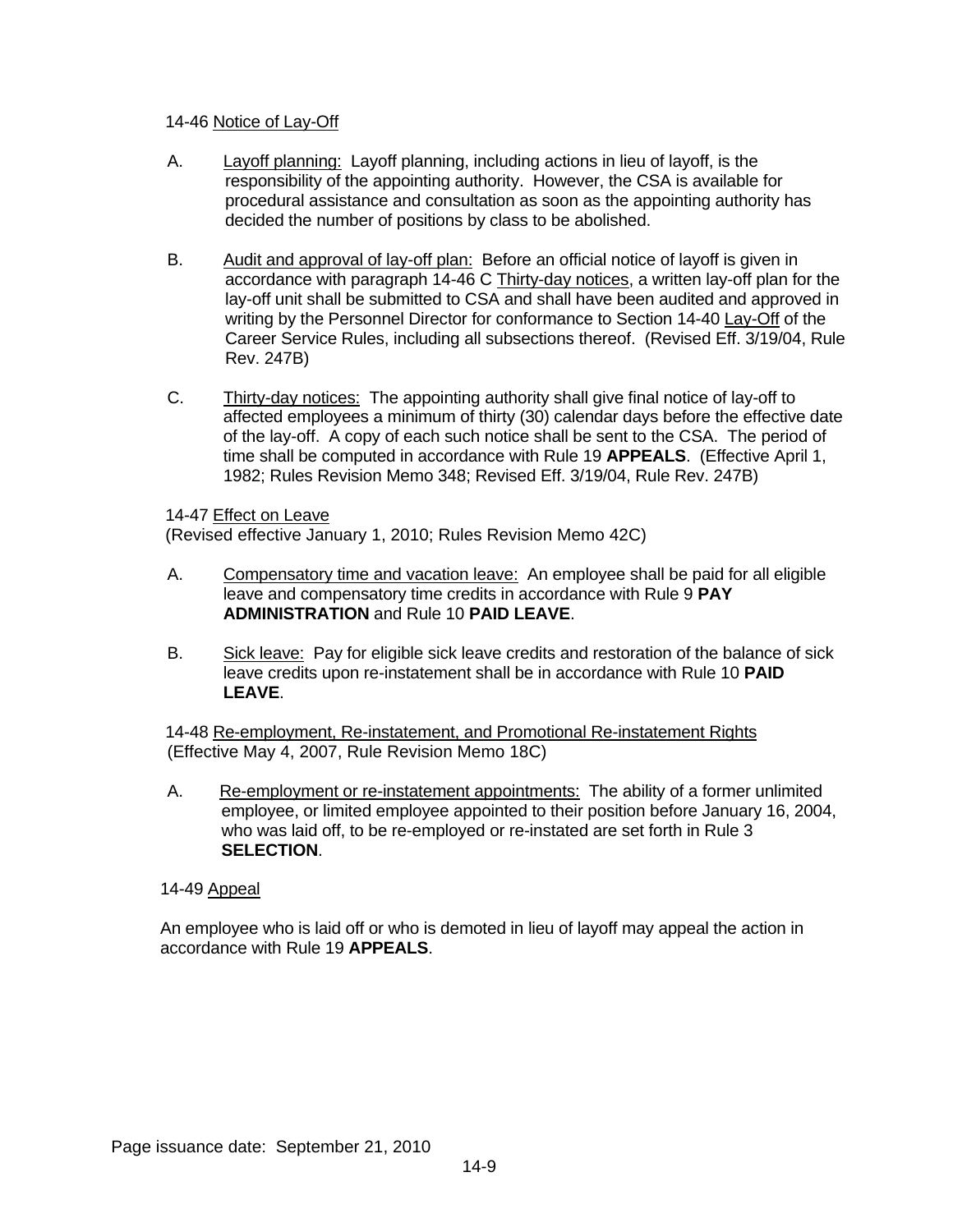14-46 Notice of Lay-Off

A. Layoff planning: Layoff planning, including actions in lieu of layoff, is the responsibility of the appointing authority. However, the CSA is available for procedural assistance and consultation as soon as the appointing authority has decided the number of positions by class to be abolished.

B. Audit and approval of lay-off plan: Before an official notice of layoff is given in accordance with paragraph 14-46 C Thirty-day notices, a written lay-off plan for the lay-off unit shall be submitted to CSA and shall have been audited and approved in writing by the Personnel Director for conformance to Section 14-40 Lay-Off of the Career Service Rules, including all subsections thereof. (Revised Eff. 3/19/04, Rule Rev. 247B)

C. Thirty-day notices: The appointing authority shall give final notice of lay-off to affected employees a minimum of thirty (30) calendar days before the effective date of the lay-off. A copy of each such notice shall be sent to the CSA. The period of time shall be computed in accordance with Rule 19 **APPEALS**. (Effective April 1, 1982; Rules Revision Memo 348; Revised Eff. 3/19/04, Rule Rev. 247B)

14-47 Effect on Leave
(Revised effective January 1, 2010; Rules Revision Memo 42C)

A. Compensatory time and vacation leave: An employee shall be paid for all eligible leave and compensatory time credits in accordance with Rule 9 **PAY ADMINISTRATION** and Rule 10 **PAID LEAVE**.

B. Sick leave: Pay for eligible sick leave credits and restoration of the balance of sick leave credits upon re-instatement shall be in accordance with Rule 10 **PAID LEAVE**.

14-48 Re-employment, Re-instatement, and Promotional Re-instatement Rights
(Effective May 4, 2007, Rule Revision Memo 18C)

A. Re-employment or re-instatement appointments: The ability of a former unlimited employee, or limited employee appointed to their position before January 16, 2004, who was laid off, to be re-employed or re-instated are set forth in Rule 3 **SELECTION**.

14-49 Appeal

An employee who is laid off or who is demoted in lieu of layoff may appeal the action in accordance with Rule 19 **APPEALS**.

Page issuance date: September 21, 2010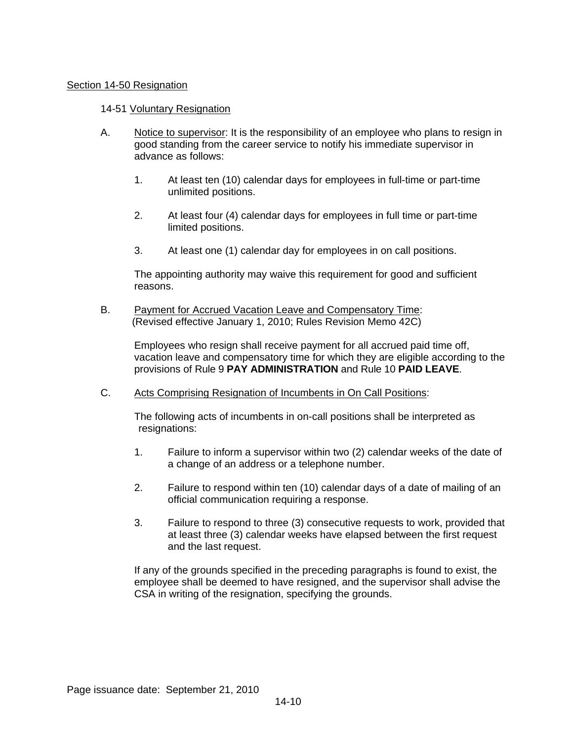## Section 14-50 Resignation

### 14-51 Voluntary Resignation

A. Notice to supervisor: It is the responsibility of an employee who plans to resign in good standing from the career service to notify his immediate supervisor in advance as follows:

1. At least ten (10) calendar days for employees in full-time or part-time unlimited positions.

2. At least four (4) calendar days for employees in full time or part-time limited positions.

3. At least one (1) calendar day for employees in on call positions.

The appointing authority may waive this requirement for good and sufficient reasons.

B. Payment for Accrued Vacation Leave and Compensatory Time: (Revised effective January 1, 2010; Rules Revision Memo 42C)

Employees who resign shall receive payment for all accrued paid time off, vacation leave and compensatory time for which they are eligible according to the provisions of Rule 9 **PAY ADMINISTRATION** and Rule 10 **PAID LEAVE**.

C. Acts Comprising Resignation of Incumbents in On Call Positions:

The following acts of incumbents in on-call positions shall be interpreted as resignations:

1. Failure to inform a supervisor within two (2) calendar weeks of the date of a change of an address or a telephone number.

2. Failure to respond within ten (10) calendar days of a date of mailing of an official communication requiring a response.

3. Failure to respond to three (3) consecutive requests to work, provided that at least three (3) calendar weeks have elapsed between the first request and the last request.

If any of the grounds specified in the preceding paragraphs is found to exist, the employee shall be deemed to have resigned, and the supervisor shall advise the CSA in writing of the resignation, specifying the grounds.

Page issuance date: September 21, 2010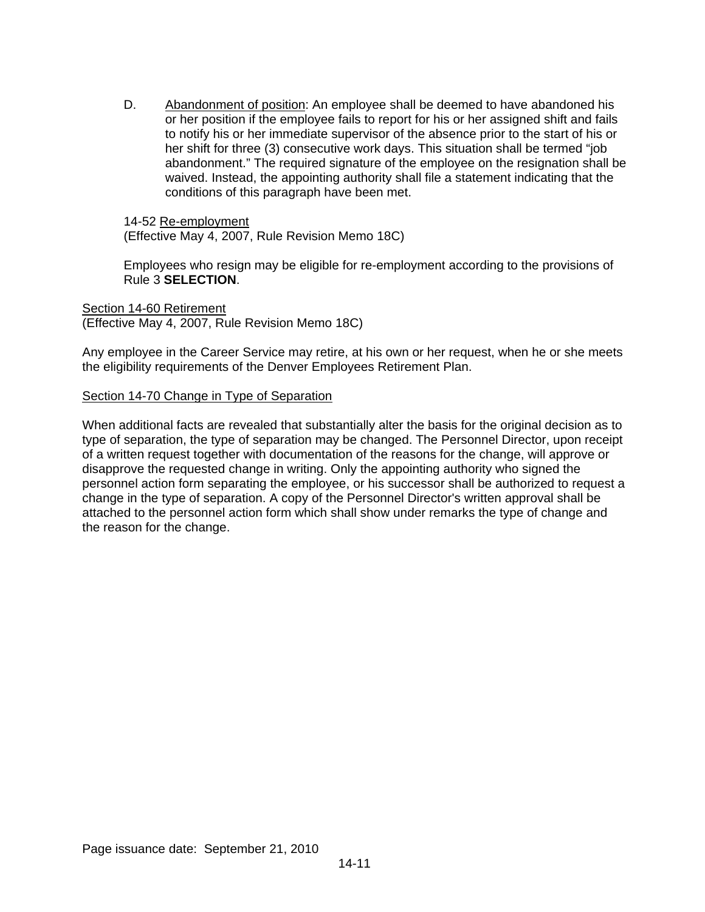D. Abandonment of position: An employee shall be deemed to have abandoned his or her position if the employee fails to report for his or her assigned shift and fails to notify his or her immediate supervisor of the absence prior to the start of his or her shift for three (3) consecutive work days. This situation shall be termed "job abandonment." The required signature of the employee on the resignation shall be waived. Instead, the appointing authority shall file a statement indicating that the conditions of this paragraph have been met.

14-52 Re-employment
(Effective May 4, 2007, Rule Revision Memo 18C)

Employees who resign may be eligible for re-employment according to the provisions of Rule 3 **SELECTION**.

Section 14-60 Retirement
(Effective May 4, 2007, Rule Revision Memo 18C)

Any employee in the Career Service may retire, at his own or her request, when he or she meets the eligibility requirements of the Denver Employees Retirement Plan.

Section 14-70 Change in Type of Separation

When additional facts are revealed that substantially alter the basis for the original decision as to type of separation, the type of separation may be changed. The Personnel Director, upon receipt of a written request together with documentation of the reasons for the change, will approve or disapprove the requested change in writing. Only the appointing authority who signed the personnel action form separating the employee, or his successor shall be authorized to request a change in the type of separation. A copy of the Personnel Director's written approval shall be attached to the personnel action form which shall show under remarks the type of change and the reason for the change.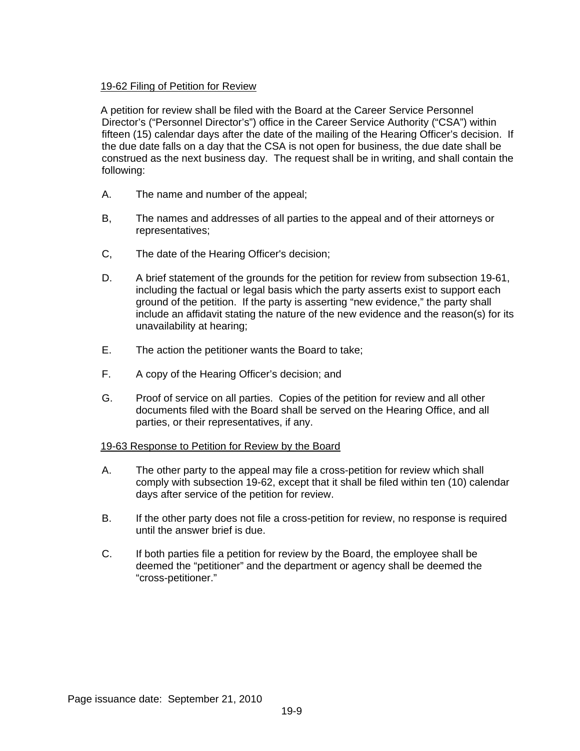<u>19-62 Filing of Petition for Review</u>

A petition for review shall be filed with the Board at the Career Service Personnel Director's ("Personnel Director's") office in the Career Service Authority ("CSA") within fifteen (15) calendar days after the date of the mailing of the Hearing Officer's decision. If the due date falls on a day that the CSA is not open for business, the due date shall be construed as the next business day. The request shall be in writing, and shall contain the following:

A. The name and number of the appeal;

B, The names and addresses of all parties to the appeal and of their attorneys or representatives;

C, The date of the Hearing Officer's decision;

D. A brief statement of the grounds for the petition for review from subsection 19-61, including the factual or legal basis which the party asserts exist to support each ground of the petition. If the party is asserting "new evidence," the party shall include an affidavit stating the nature of the new evidence and the reason(s) for its unavailability at hearing;

E. The action the petitioner wants the Board to take;

F. A copy of the Hearing Officer's decision; and

G. Proof of service on all parties. Copies of the petition for review and all other documents filed with the Board shall be served on the Hearing Office, and all parties, or their representatives, if any.

<u>19-63 Response to Petition for Review by the Board</u>

A. The other party to the appeal may file a cross-petition for review which shall comply with subsection 19-62, except that it shall be filed within ten (10) calendar days after service of the petition for review.

B. If the other party does not file a cross-petition for review, no response is required until the answer brief is due.

C. If both parties file a petition for review by the Board, the employee shall be deemed the "petitioner" and the department or agency shall be deemed the "cross-petitioner."

Page issuance date: September 21, 2010